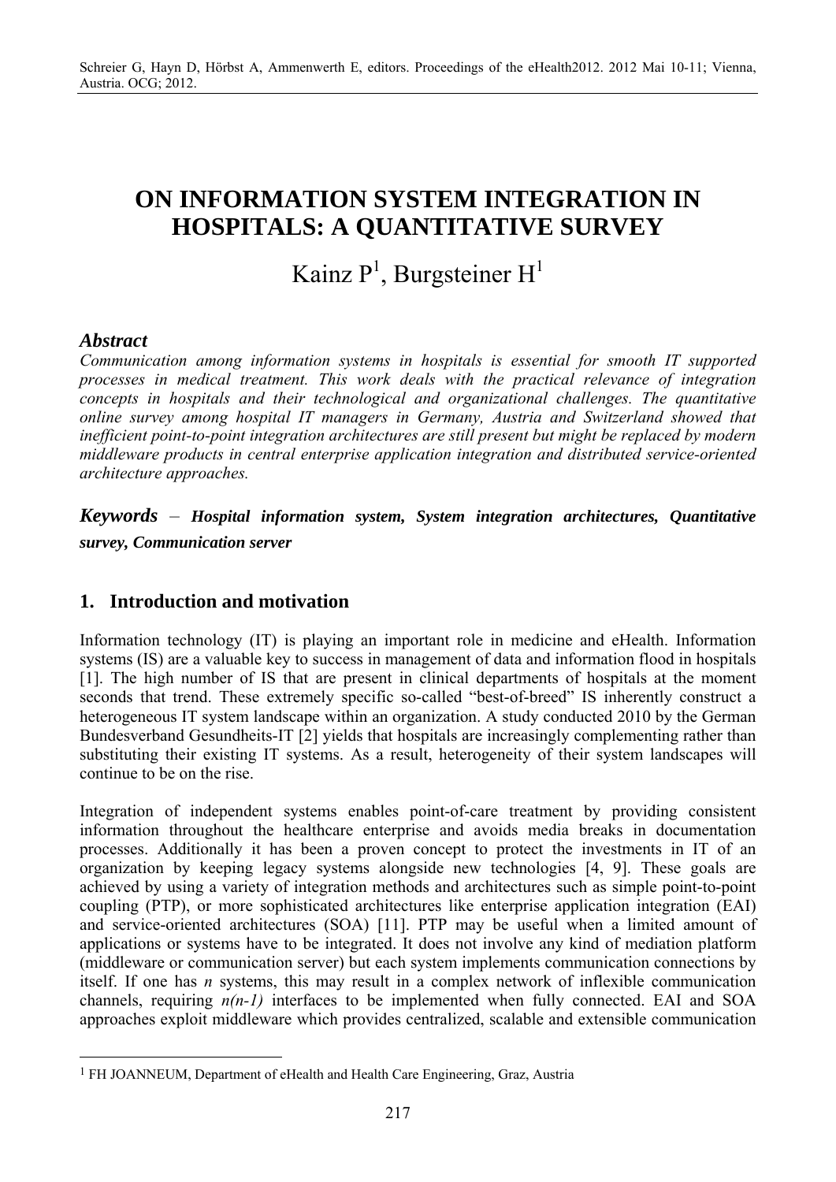Schreier G, Hayn D, Hörbst A, Ammenwerth E, editors. Proceedings of the eHealth2012. 2012 Mai 10-11; Vienna, Austria. OCG; 2012.

# ON INFORMATION SYSTEM INTEGRATION IN HOSPITALS: A QUANTITATIVE SURVEY

Kainz P[1], Burgsteiner H[1]

### *Abstract*

*Communication among information systems in hospitals is essential for smooth IT supported processes in medical treatment. This work deals with the practical relevance of integration concepts in hospitals and their technological and organizational challenges. The quantitative online survey among hospital IT managers in Germany, Austria and Switzerland showed that inefficient point-to-point integration architectures are still present but might be replaced by modern middleware products in central enterprise application integration and distributed service-oriented architecture approaches.*

***Keywords*** – ***Hospital information system, System integration architectures, Quantitative survey, Communication server***

## 1. Introduction and motivation

Information technology (IT) is playing an important role in medicine and eHealth. Information systems (IS) are a valuable key to success in management of data and information flood in hospitals [1]. The high number of IS that are present in clinical departments of hospitals at the moment seconds that trend. These extremely specific so-called "best-of-breed" IS inherently construct a heterogeneous IT system landscape within an organization. A study conducted 2010 by the German Bundesverband Gesundheits-IT [2] yields that hospitals are increasingly complementing rather than substituting their existing IT systems. As a result, heterogeneity of their system landscapes will continue to be on the rise.

Integration of independent systems enables point-of-care treatment by providing consistent information throughout the healthcare enterprise and avoids media breaks in documentation processes. Additionally it has been a proven concept to protect the investments in IT of an organization by keeping legacy systems alongside new technologies [4, 9]. These goals are achieved by using a variety of integration methods and architectures such as simple point-to-point coupling (PTP), or more sophisticated architectures like enterprise application integration (EAI) and service-oriented architectures (SOA) [11]. PTP may be useful when a limited amount of applications or systems have to be integrated. It does not involve any kind of mediation platform (middleware or communication server) but each system implements communication connections by itself. If one has $n$ systems, this may result in a complex network of inflexible communication channels, requiring $n(n-1)$ interfaces to be implemented when fully connected. EAI and SOA approaches exploit middleware which provides centralized, scalable and extensible communication

[1] FH JOANNEUM, Department of eHealth and Health Care Engineering, Graz, Austria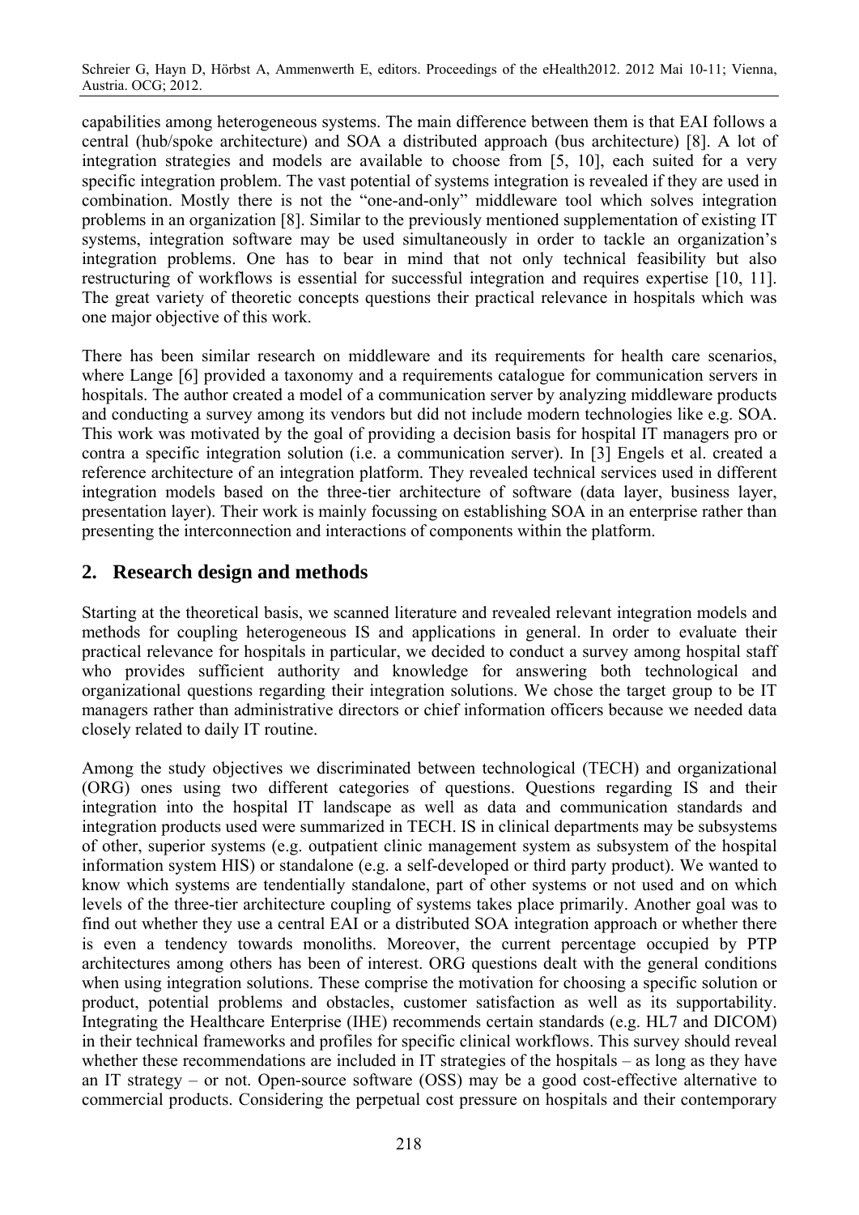capabilities among heterogeneous systems. The main difference between them is that EAI follows a central (hub/spoke architecture) and SOA a distributed approach (bus architecture) [8]. A lot of integration strategies and models are available to choose from [5, 10], each suited for a very specific integration problem. The vast potential of systems integration is revealed if they are used in combination. Mostly there is not the "one-and-only" middleware tool which solves integration problems in an organization [8]. Similar to the previously mentioned supplementation of existing IT systems, integration software may be used simultaneously in order to tackle an organization's integration problems. One has to bear in mind that not only technical feasibility but also restructuring of workflows is essential for successful integration and requires expertise [10, 11]. The great variety of theoretic concepts questions their practical relevance in hospitals which was one major objective of this work.

There has been similar research on middleware and its requirements for health care scenarios, where Lange [6] provided a taxonomy and a requirements catalogue for communication servers in hospitals. The author created a model of a communication server by analyzing middleware products and conducting a survey among its vendors but did not include modern technologies like e.g. SOA. This work was motivated by the goal of providing a decision basis for hospital IT managers pro or contra a specific integration solution (i.e. a communication server). In [3] Engels et al. created a reference architecture of an integration platform. They revealed technical services used in different integration models based on the three-tier architecture of software (data layer, business layer, presentation layer). Their work is mainly focussing on establishing SOA in an enterprise rather than presenting the interconnection and interactions of components within the platform.

## 2. Research design and methods

Starting at the theoretical basis, we scanned literature and revealed relevant integration models and methods for coupling heterogeneous IS and applications in general. In order to evaluate their practical relevance for hospitals in particular, we decided to conduct a survey among hospital staff who provides sufficient authority and knowledge for answering both technological and organizational questions regarding their integration solutions. We chose the target group to be IT managers rather than administrative directors or chief information officers because we needed data closely related to daily IT routine.

Among the study objectives we discriminated between technological (TECH) and organizational (ORG) ones using two different categories of questions. Questions regarding IS and their integration into the hospital IT landscape as well as data and communication standards and integration products used were summarized in TECH. IS in clinical departments may be subsystems of other, superior systems (e.g. outpatient clinic management system as subsystem of the hospital information system HIS) or standalone (e.g. a self-developed or third party product). We wanted to know which systems are tendentially standalone, part of other systems or not used and on which levels of the three-tier architecture coupling of systems takes place primarily. Another goal was to find out whether they use a central EAI or a distributed SOA integration approach or whether there is even a tendency towards monoliths. Moreover, the current percentage occupied by PTP architectures among others has been of interest. ORG questions dealt with the general conditions when using integration solutions. These comprise the motivation for choosing a specific solution or product, potential problems and obstacles, customer satisfaction as well as its supportability. Integrating the Healthcare Enterprise (IHE) recommends certain standards (e.g. HL7 and DICOM) in their technical frameworks and profiles for specific clinical workflows. This survey should reveal whether these recommendations are included in IT strategies of the hospitals – as long as they have an IT strategy – or not. Open-source software (OSS) may be a good cost-effective alternative to commercial products. Considering the perpetual cost pressure on hospitals and their contemporary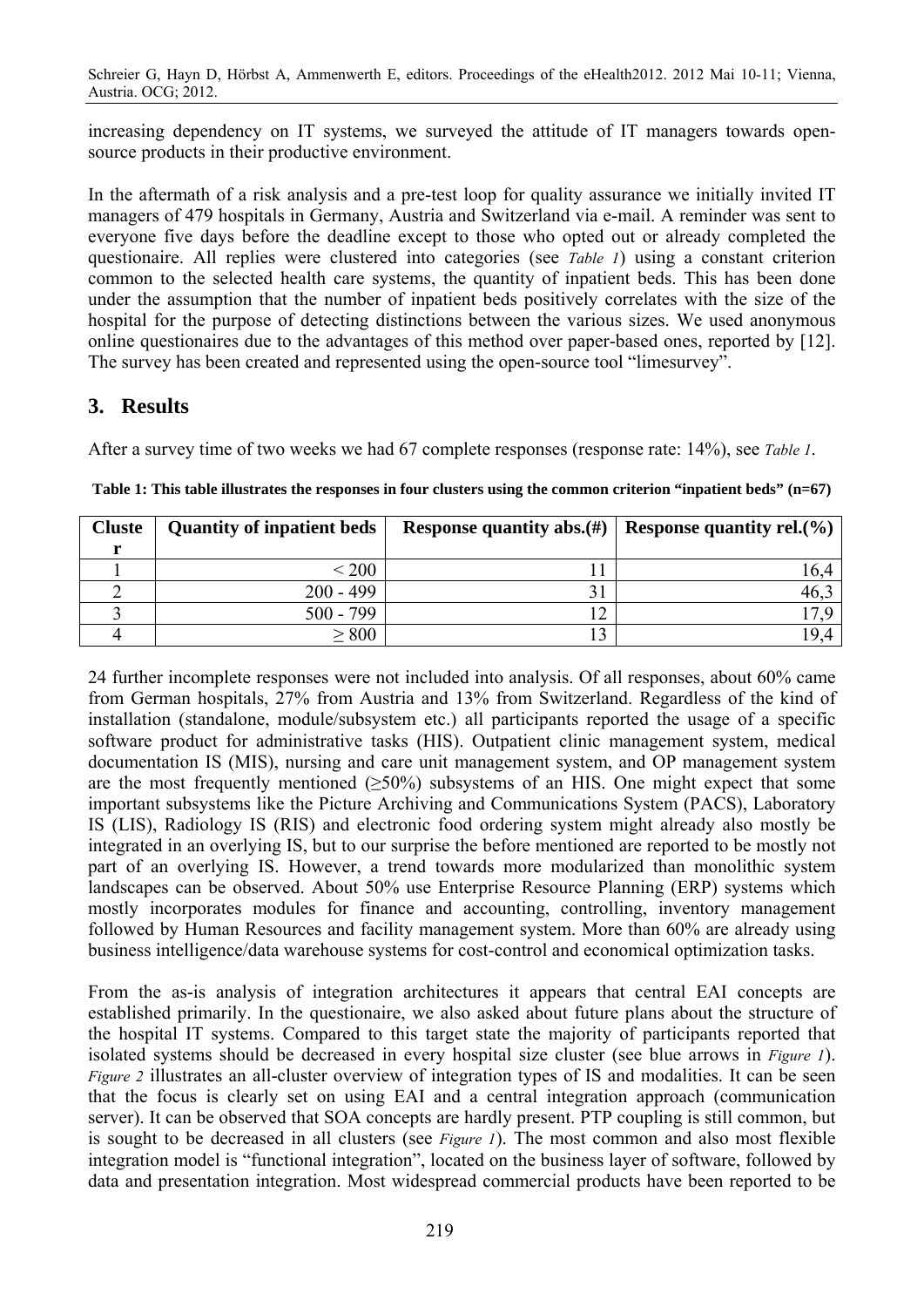increasing dependency on IT systems, we surveyed the attitude of IT managers towards open-source products in their productive environment.

In the aftermath of a risk analysis and a pre-test loop for quality assurance we initially invited IT managers of 479 hospitals in Germany, Austria and Switzerland via e-mail. A reminder was sent to everyone five days before the deadline except to those who opted out or already completed the questionaire. All replies were clustered into categories (see *Table 1*) using a constant criterion common to the selected health care systems, the quantity of inpatient beds. This has been done under the assumption that the number of inpatient beds positively correlates with the size of the hospital for the purpose of detecting distinctions between the various sizes. We used anonymous online questionaires due to the advantages of this method over paper-based ones, reported by [12]. The survey has been created and represented using the open-source tool "limesurvey".

## 3. Results

After a survey time of two weeks we had 67 complete responses (response rate: 14%), see *Table 1*.

**Table 1: This table illustrates the responses in four clusters using the common criterion "inpatient beds" (n=67)**

| Cluster | Quantity of inpatient beds | Response quantity abs.(#) | Response quantity rel.(%) |
|---|---|---|---|
| 1 | < 200 | 11 | 16,4 |
| 2 | 200 - 499 | 31 | 46,3 |
| 3 | 500 - 799 | 12 | 17,9 |
| 4 | ≥ 800 | 13 | 19,4 |

24 further incomplete responses were not included into analysis. Of all responses, about 60% came from German hospitals, 27% from Austria and 13% from Switzerland. Regardless of the kind of installation (standalone, module/subsystem etc.) all participants reported the usage of a specific software product for administrative tasks (HIS). Outpatient clinic management system, medical documentation IS (MIS), nursing and care unit management system, and OP management system are the most frequently mentioned (≥50%) subsystems of an HIS. One might expect that some important subsystems like the Picture Archiving and Communications System (PACS), Laboratory IS (LIS), Radiology IS (RIS) and electronic food ordering system might already also mostly be integrated in an overlying IS, but to our surprise the before mentioned are reported to be mostly not part of an overlying IS. However, a trend towards more modularized than monolithic system landscapes can be observed. About 50% use Enterprise Resource Planning (ERP) systems which mostly incorporates modules for finance and accounting, controlling, inventory management followed by Human Resources and facility management system. More than 60% are already using business intelligence/data warehouse systems for cost-control and economical optimization tasks.

From the as-is analysis of integration architectures it appears that central EAI concepts are established primarily. In the questionaire, we also asked about future plans about the structure of the hospital IT systems. Compared to this target state the majority of participants reported that isolated systems should be decreased in every hospital size cluster (see blue arrows in *Figure 1*). *Figure 2* illustrates an all-cluster overview of integration types of IS and modalities. It can be seen that the focus is clearly set on using EAI and a central integration approach (communication server). It can be observed that SOA concepts are hardly present. PTP coupling is still common, but is sought to be decreased in all clusters (see *Figure 1*). The most common and also most flexible integration model is "functional integration", located on the business layer of software, followed by data and presentation integration. Most widespread commercial products have been reported to be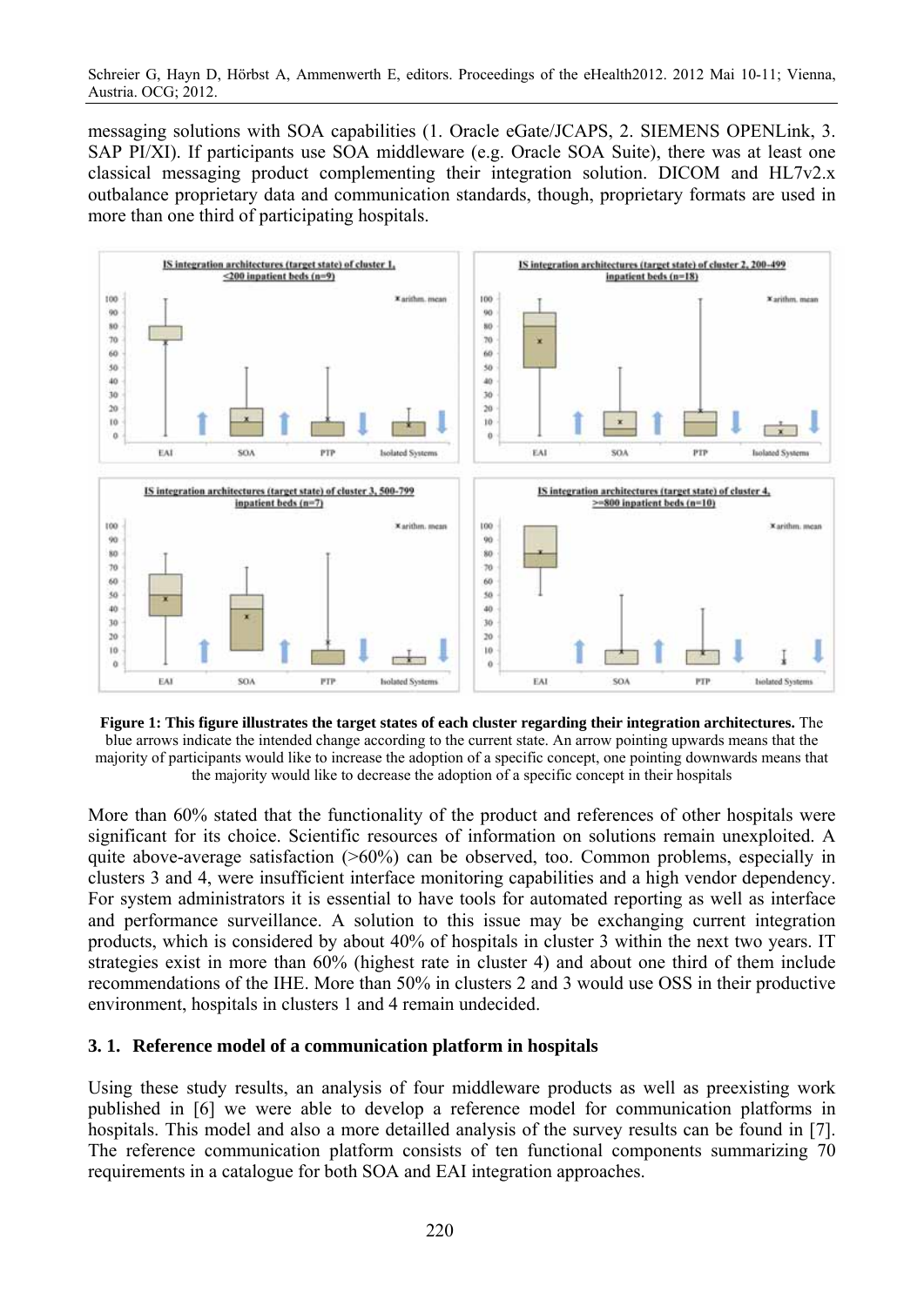messaging solutions with SOA capabilities (1. Oracle eGate/JCAPS, 2. SIEMENS OPENLink, 3. SAP PI/XI). If participants use SOA middleware (e.g. Oracle SOA Suite), there was at least one classical messaging product complementing their integration solution. DICOM and HL7v2.x outbalance proprietary data and communication standards, though, proprietary formats are used in more than one third of participating hospitals.

**Figure 1: This figure illustrates the target states of each cluster regarding their integration architectures.** The blue arrows indicate the intended change according to the current state. An arrow pointing upwards means that the majority of participants would like to increase the adoption of a specific concept, one pointing downwards means that the majority would like to decrease the adoption of a specific concept in their hospitals

More than 60% stated that the functionality of the product and references of other hospitals were significant for its choice. Scientific resources of information on solutions remain unexploited. A quite above-average satisfaction (>60%) can be observed, too. Common problems, especially in clusters 3 and 4, were insufficient interface monitoring capabilities and a high vendor dependency. For system administrators it is essential to have tools for automated reporting as well as interface and performance surveillance. A solution to this issue may be exchanging current integration products, which is considered by about 40% of hospitals in cluster 3 within the next two years. IT strategies exist in more than 60% (highest rate in cluster 4) and about one third of them include recommendations of the IHE. More than 50% in clusters 2 and 3 would use OSS in their productive environment, hospitals in clusters 1 and 4 remain undecided.

### 3. 1. Reference model of a communication platform in hospitals

Using these study results, an analysis of four middleware products as well as preexisting work published in [6] we were able to develop a reference model for communication platforms in hospitals. This model and also a more detailled analysis of the survey results can be found in [7]. The reference communication platform consists of ten functional components summarizing 70 requirements in a catalogue for both SOA and EAI integration approaches.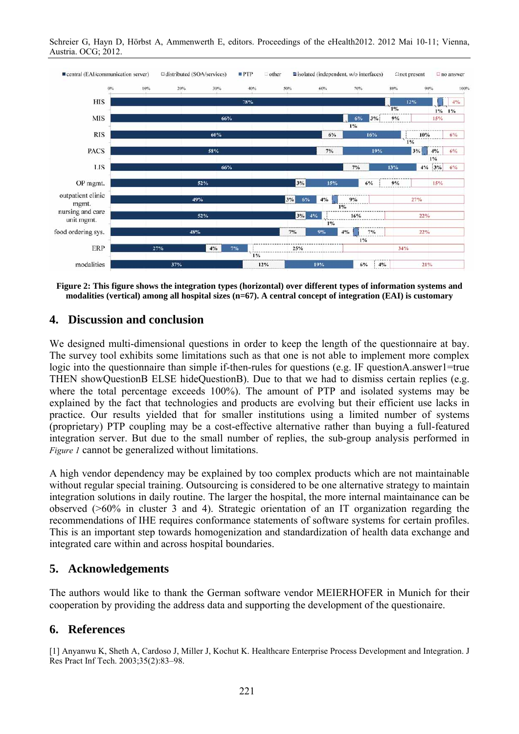Figure 2: This figure shows the integration types (horizontal) over different types of information systems and modalities (vertical) among all hospital sizes (n=67). A central concept of integration (EAI) is customary

## 4. Discussion and conclusion

We designed multi-dimensional questions in order to keep the length of the questionnaire at bay. The survey tool exhibits some limitations such as that one is not able to implement more complex logic into the questionnaire than simple if-then-rules for questions (e.g. IF questionA.answer1=true THEN showQuestionB ELSE hideQuestionB). Due to that we had to dismiss certain replies (e.g. where the total percentage exceeds 100%). The amount of PTP and isolated systems may be explained by the fact that technologies and products are evolving but their efficient use lacks in practice. Our results yielded that for smaller institutions using a limited number of systems (proprietary) PTP coupling may be a cost-effective alternative rather than buying a full-featured integration server. But due to the small number of replies, the sub-group analysis performed in *Figure 1* cannot be generalized without limitations.

A high vendor dependency may be explained by too complex products which are not maintainable without regular special training. Outsourcing is considered to be one alternative strategy to maintain integration solutions in daily routine. The larger the hospital, the more internal maintainance can be observed (>60% in cluster 3 and 4). Strategic orientation of an IT organization regarding the recommendations of IHE requires conformance statements of software systems for certain profiles. This is an important step towards homogenization and standardization of health data exchange and integrated care within and across hospital boundaries.

## 5. Acknowledgements

The authors would like to thank the German software vendor MEIERHOFER in Munich for their cooperation by providing the address data and supporting the development of the questionaire.

## 6. References

[1] Anyanwu K, Sheth A, Cardoso J, Miller J, Kochut K. Healthcare Enterprise Process Development and Integration. J Res Pract Inf Tech. 2003;35(2):83–98.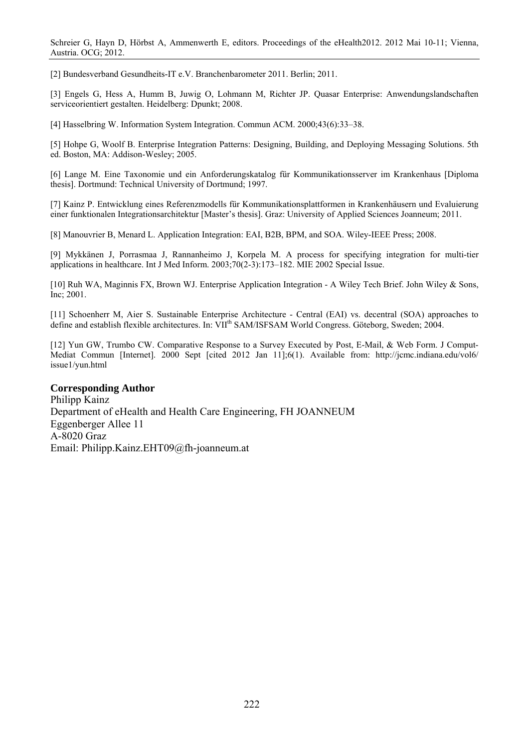[2] Bundesverband Gesundheits-IT e.V. Branchenbarometer 2011. Berlin; 2011.

[3] Engels G, Hess A, Humm B, Juwig O, Lohmann M, Richter JP. Quasar Enterprise: Anwendungslandschaften serviceorientiert gestalten. Heidelberg: Dpunkt; 2008.

[4] Hasselbring W. Information System Integration. Commun ACM. 2000;43(6):33–38.

[5] Hohpe G, Woolf B. Enterprise Integration Patterns: Designing, Building, and Deploying Messaging Solutions. 5th ed. Boston, MA: Addison-Wesley; 2005.

[6] Lange M. Eine Taxonomie und ein Anforderungskatalog für Kommunikationsserver im Krankenhaus [Diploma thesis]. Dortmund: Technical University of Dortmund; 1997.

[7] Kainz P. Entwicklung eines Referenzmodells für Kommunikationsplattformen in Krankenhäusern und Evaluierung einer funktionalen Integrationsarchitektur [Master's thesis]. Graz: University of Applied Sciences Joanneum; 2011.

[8] Manouvrier B, Menard L. Application Integration: EAI, B2B, BPM, and SOA. Wiley-IEEE Press; 2008.

[9] Mykkänen J, Porrasmaa J, Rannanheimo J, Korpela M. A process for specifying integration for multi-tier applications in healthcare. Int J Med Inform. 2003;70(2-3):173–182. MIE 2002 Special Issue.

[10] Ruh WA, Maginnis FX, Brown WJ. Enterprise Application Integration - A Wiley Tech Brief. John Wiley & Sons, Inc; 2001.

[11] Schoenherr M, Aier S. Sustainable Enterprise Architecture - Central (EAI) vs. decentral (SOA) approaches to define and establish flexible architectures. In: VII$^{th}$ SAM/ISFSAM World Congress. Göteborg, Sweden; 2004.

[12] Yun GW, Trumbo CW. Comparative Response to a Survey Executed by Post, E-Mail, & Web Form. J Comput-Mediat Commun [Internet]. 2000 Sept [cited 2012 Jan 11];6(1). Available from: http://jcmc.indiana.edu/vol6/issue1/yun.html

**Corresponding Author**

Philipp Kainz
Department of eHealth and Health Care Engineering, FH JOANNEUM
Eggenberger Allee 11
A-8020 Graz
Email: Philipp.Kainz.EHT09@fh-joanneum.at